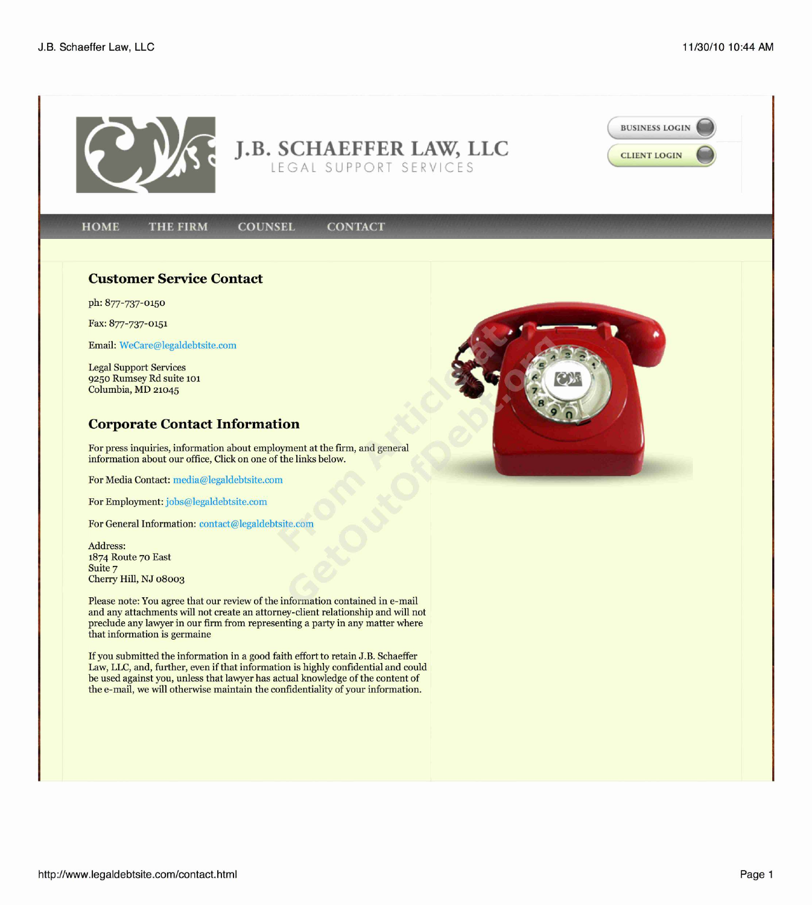# J.B. SCHAEFFER LAW, LLC

LEGAL SUPPORT SERVICES

BUSINESS LOGIN

CLIENT LOGIN

HOME | THE FIRM | COUNSEL | CONTACT

## Customer Service Contact

ph: 877-737-0150

Fax: 877-737-0151

Email: WeCare@legaldebtsite.com

Legal Support Services
9250 Rumsey Rd suite 101
Columbia, MD 21045

## Corporate Contact Information

For press inquiries, information about employment at the firm, and general information about our office, Click on one of the links below.

For Media Contact: media@legaldebtsite.com

For Employment: jobs@legaldebtsite.com

For General Information: contact@legaldebtsite.com

Address:
1874 Route 70 East
Suite 7
Cherry Hill, NJ 08003

Please note: You agree that our review of the information contained in e-mail and any attachments will not create an attorney-client relationship and will not preclude any lawyer in our firm from representing a party in any matter where that information is germaine

If you submitted the information in a good faith effort to retain J.B. Schaeffer Law, LLC, and, further, even if that information is highly confidential and could be used against you, unless that lawyer has actual knowledge of the content of the e-mail, we will otherwise maintain the confidentiality of your information.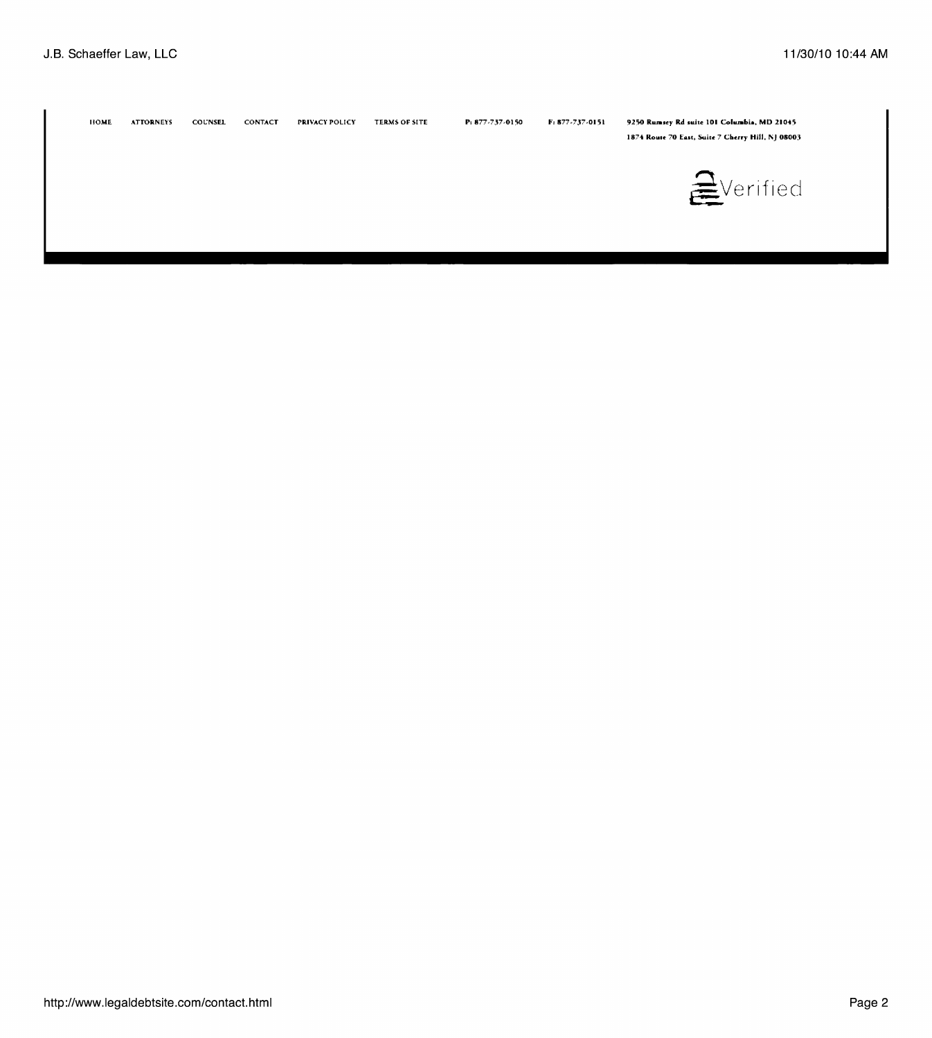HOME ATTORNEYS COUNSEL CONTACT PRIVACY POLICY TERMS OF SITE P: 877-737-0150 F: 877-737-0151 9250 Rumsey Rd suite 101 Columbia, MD 21045

1874 Route 70 East, Suite 7 Cherry Hill, NJ 08003

Verified